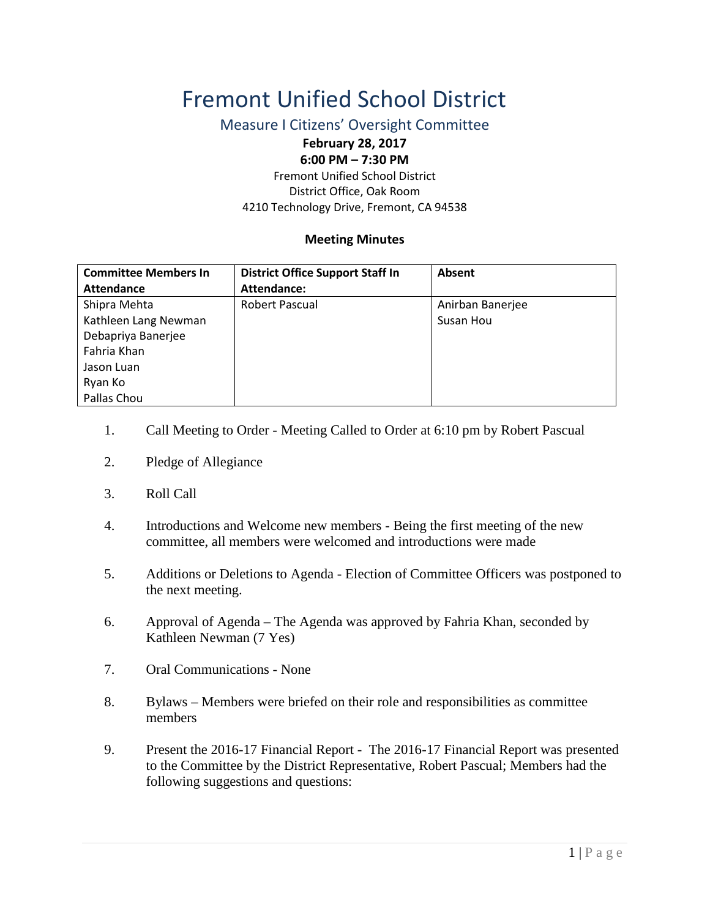# Fremont Unified School District

## Measure I Citizens' Oversight Committee

**February 28, 2017**

**6:00 PM – 7:30 PM**

Fremont Unified School District
District Office, Oak Room
4210 Technology Drive, Fremont, CA 94538

### Meeting Minutes

| Committee Members In Attendance | District Office Support Staff In Attendance: | Absent |
|---|---|---|
| Shipra Mehta<br>Kathleen Lang Newman<br>Debapriya Banerjee<br>Fahria Khan<br>Jason Luan<br>Ryan Ko<br>Pallas Chou | Robert Pascual | Anirban Banerjee<br>Susan Hou |

1. Call Meeting to Order - Meeting Called to Order at 6:10 pm by Robert Pascual

2. Pledge of Allegiance

3. Roll Call

4. Introductions and Welcome new members - Being the first meeting of the new committee, all members were welcomed and introductions were made

5. Additions or Deletions to Agenda - Election of Committee Officers was postponed to the next meeting.

6. Approval of Agenda – The Agenda was approved by Fahria Khan, seconded by Kathleen Newman (7 Yes)

7. Oral Communications - None

8. Bylaws – Members were briefed on their role and responsibilities as committee members

9. Present the 2016-17 Financial Report - The 2016-17 Financial Report was presented to the Committee by the District Representative, Robert Pascual; Members had the following suggestions and questions: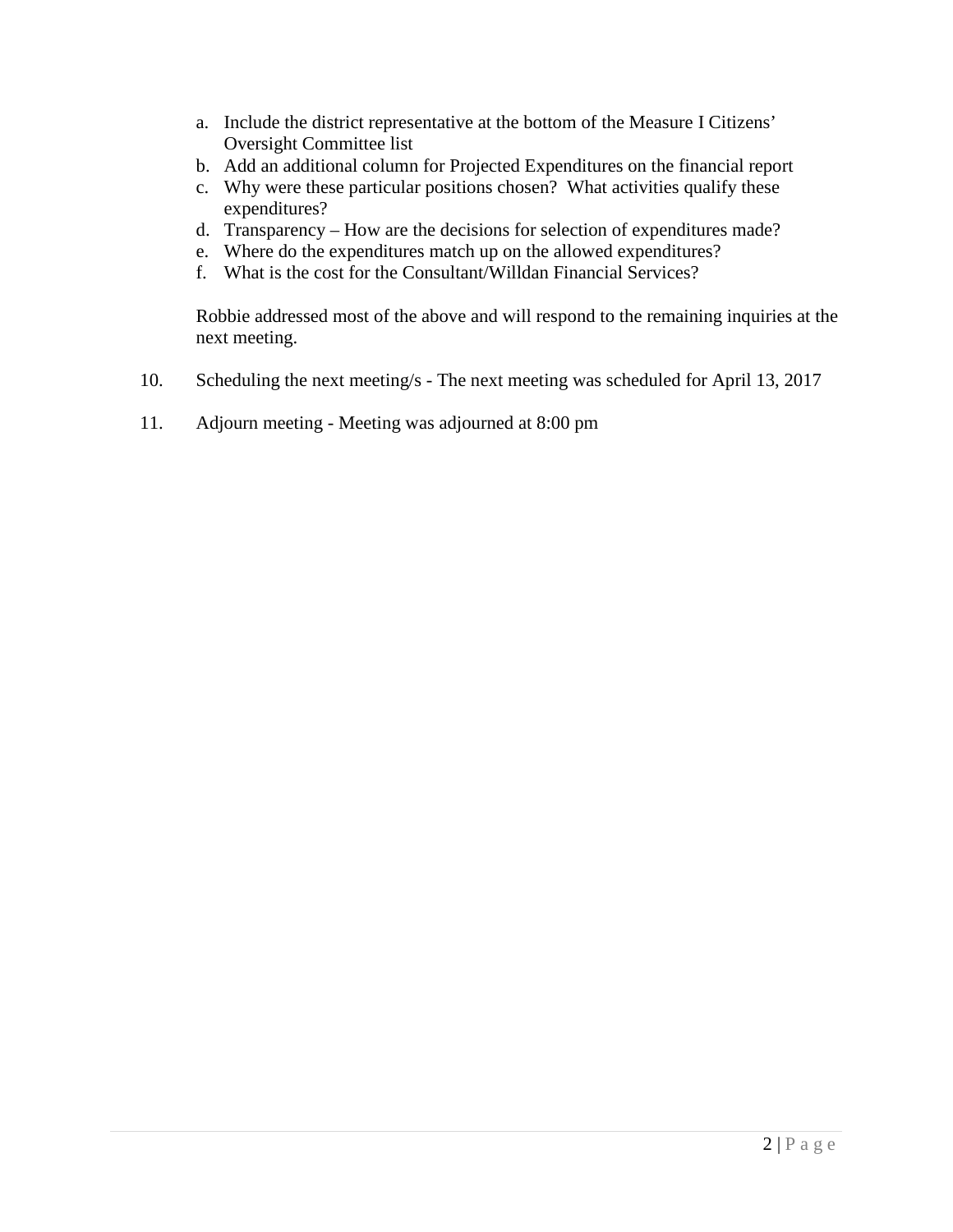a. Include the district representative at the bottom of the Measure I Citizens' Oversight Committee list
b. Add an additional column for Projected Expenditures on the financial report
c. Why were these particular positions chosen? What activities qualify these expenditures?
d. Transparency – How are the decisions for selection of expenditures made?
e. Where do the expenditures match up on the allowed expenditures?
f. What is the cost for the Consultant/Willdan Financial Services?

Robbie addressed most of the above and will respond to the remaining inquiries at the next meeting.

10. Scheduling the next meeting/s - The next meeting was scheduled for April 13, 2017

11. Adjourn meeting - Meeting was adjourned at 8:00 pm